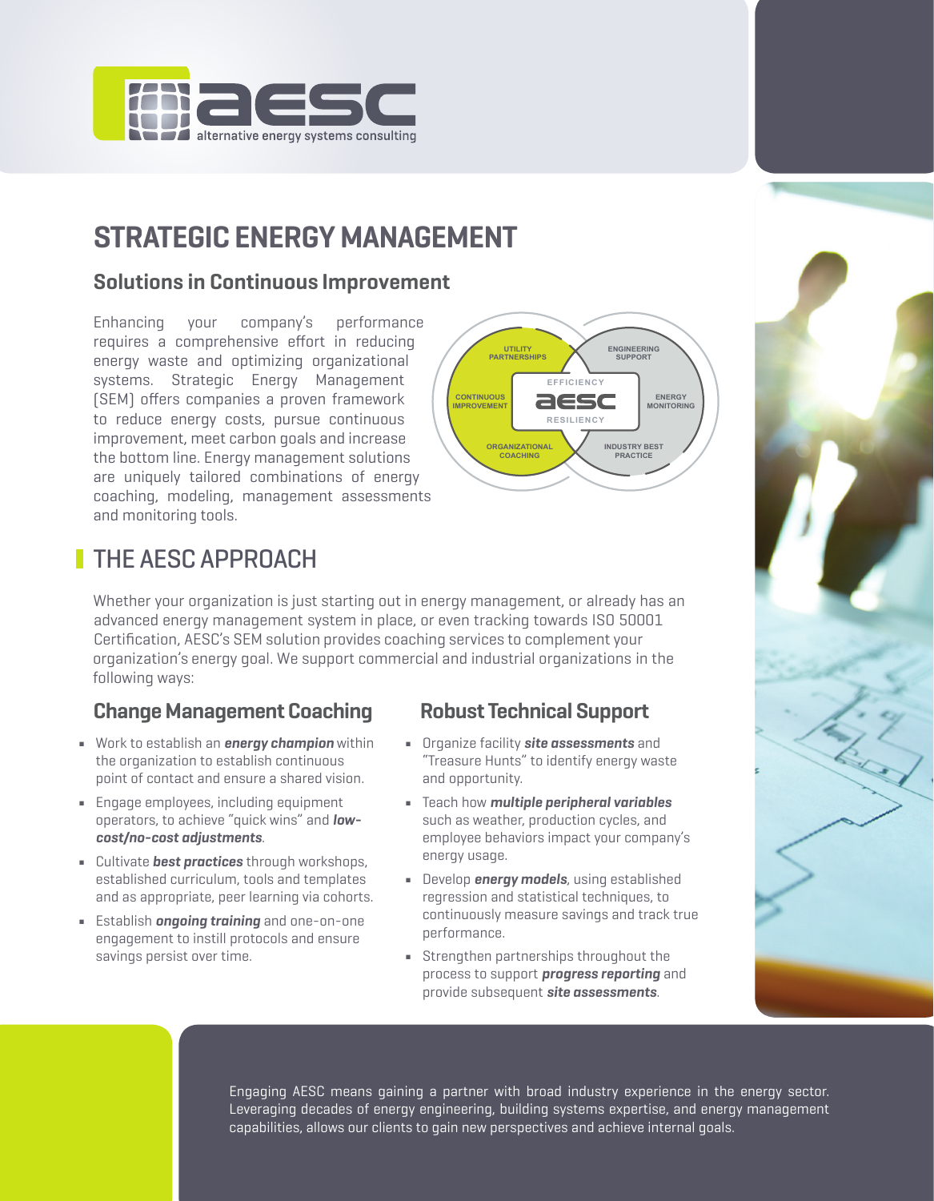aesc
alternative energy systems consulting

# STRATEGIC ENERGY MANAGEMENT

## Solutions in Continuous Improvement

Enhancing your company's performance requires a comprehensive effort in reducing energy waste and optimizing organizational systems. Strategic Energy Management (SEM) offers companies a proven framework to reduce energy costs, pursue continuous improvement, meet carbon goals and increase the bottom line. Energy management solutions are uniquely tailored combinations of energy coaching, modeling, management assessments and monitoring tools.

UTILITY PARTNERSHIPS | ENGINEERING SUPPORT | CONTINUOUS IMPROVEMENT | EFFICIENCY | aesc | RESILIENCY | ENERGY MONITORING | ORGANIZATIONAL COACHING | INDUSTRY BEST PRACTICE

## THE AESC APPROACH

Whether your organization is just starting out in energy management, or already has an advanced energy management system in place, or even tracking towards ISO 50001 Certification, AESC's SEM solution provides coaching services to complement your organization's energy goal. We support commercial and industrial organizations in the following ways:

### Change Management Coaching

- Work to establish an ***energy champion*** within the organization to establish continuous point of contact and ensure a shared vision.
- Engage employees, including equipment operators, to achieve "quick wins" and ***low-cost/no-cost adjustments***.
- Cultivate ***best practices*** through workshops, established curriculum, tools and templates and as appropriate, peer learning via cohorts.
- Establish ***ongoing training*** and one-on-one engagement to instill protocols and ensure savings persist over time.

### Robust Technical Support

- Organize facility ***site assessments*** and "Treasure Hunts" to identify energy waste and opportunity.
- Teach how ***multiple peripheral variables*** such as weather, production cycles, and employee behaviors impact your company's energy usage.
- Develop ***energy models***, using established regression and statistical techniques, to continuously measure savings and track true performance.
- Strengthen partnerships throughout the process to support ***progress reporting*** and provide subsequent ***site assessments***.

Engaging AESC means gaining a partner with broad industry experience in the energy sector. Leveraging decades of energy engineering, building systems expertise, and energy management capabilities, allows our clients to gain new perspectives and achieve internal goals.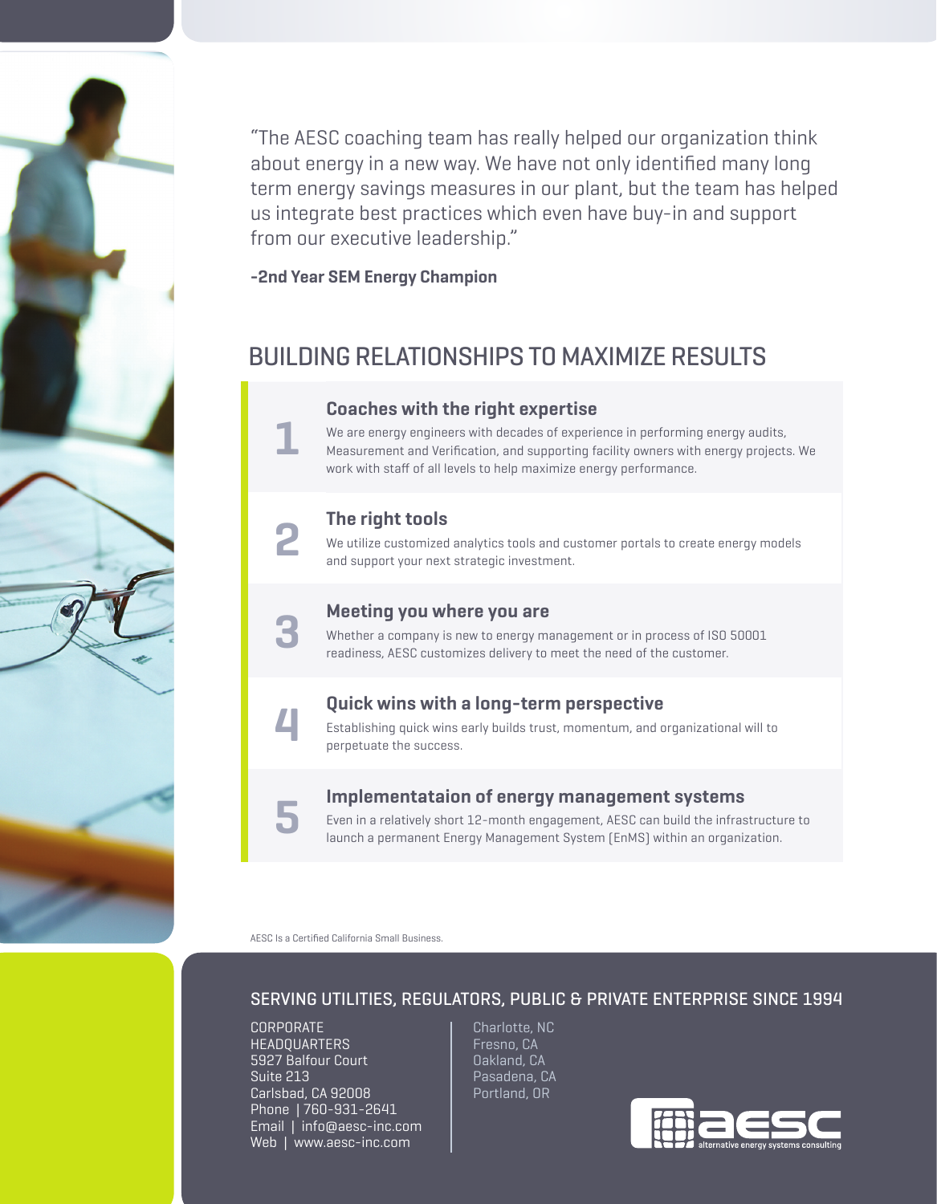"The AESC coaching team has really helped our organization think about energy in a new way. We have not only identified many long term energy savings measures in our plant, but the team has helped us integrate best practices which even have buy-in and support from our executive leadership."

**-2nd Year SEM Energy Champion**

## BUILDING RELATIONSHIPS TO MAXIMIZE RESULTS

**1**

### Coaches with the right expertise

We are energy engineers with decades of experience in performing energy audits, Measurement and Verification, and supporting facility owners with energy projects. We work with staff of all levels to help maximize energy performance.

**2**

### The right tools

We utilize customized analytics tools and customer portals to create energy models and support your next strategic investment.

**3**

### Meeting you where you are

Whether a company is new to energy management or in process of ISO 50001 readiness, AESC customizes delivery to meet the need of the customer.

**4**

### Quick wins with a long-term perspective

Establishing quick wins early builds trust, momentum, and organizational will to perpetuate the success.

**5**

### Implementataion of energy management systems

Even in a relatively short 12-month engagement, AESC can build the infrastructure to launch a permanent Energy Management System (EnMS) within an organization.

AESC Is a Certified California Small Business.

SERVING UTILITIES, REGULATORS, PUBLIC & PRIVATE ENTERPRISE SINCE 1994

CORPORATE HEADQUARTERS
5927 Balfour Court
Suite 213
Carlsbad, CA 92008
Phone | 760-931-2641
Email | info@aesc-inc.com
Web | www.aesc-inc.com

Charlotte, NC
Fresno, CA
Oakland, CA
Pasadena, CA
Portland, OR

aesc
alternative energy systems consulting